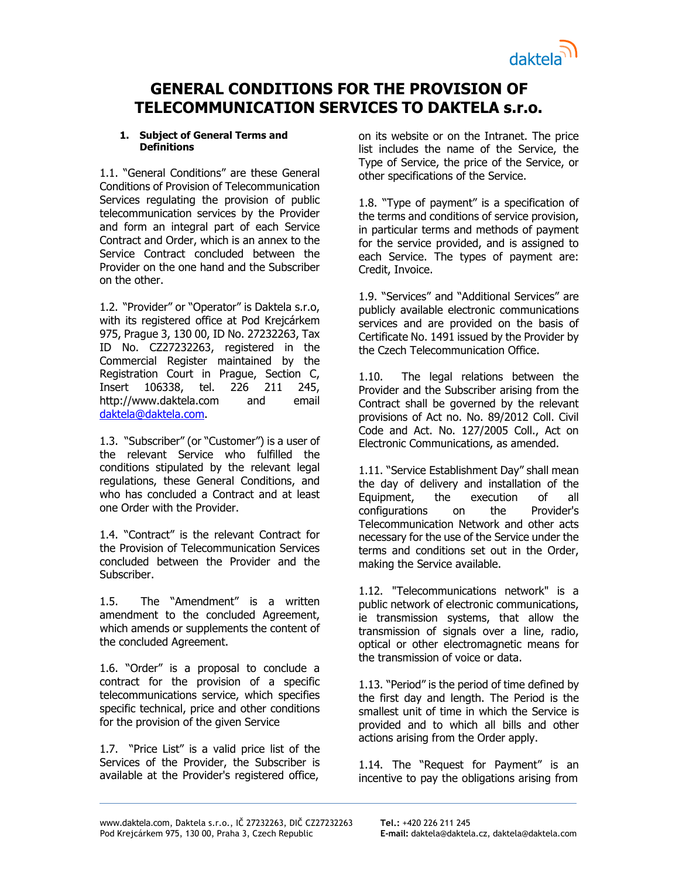# GENERAL CONDITIONS FOR THE PROVISION OF TELECOMMUNICATION SERVICES TO DAKTELA s.r.o.

## 1. Subject of General Terms and Definitions

1.1. "General Conditions" are these General Conditions of Provision of Telecommunication Services regulating the provision of public telecommunication services by the Provider and form an integral part of each Service Contract and Order, which is an annex to the Service Contract concluded between the Provider on the one hand and the Subscriber on the other.

1.2. "Provider" or "Operator" is Daktela s.r.o, with its registered office at Pod Krejcárkem 975, Prague 3, 130 00, ID No. 27232263, Tax ID No. CZ27232263, registered in the Commercial Register maintained by the Registration Court in Prague, Section C, Insert 106338, tel. 226 211 245, http://www.daktela.com and email daktela@daktela.com.

1.3. "Subscriber" (or "Customer") is a user of the relevant Service who fulfilled the conditions stipulated by the relevant legal regulations, these General Conditions, and who has concluded a Contract and at least one Order with the Provider.

1.4. "Contract" is the relevant Contract for the Provision of Telecommunication Services concluded between the Provider and the Subscriber.

1.5. The "Amendment" is a written amendment to the concluded Agreement, which amends or supplements the content of the concluded Agreement.

1.6. "Order" is a proposal to conclude a contract for the provision of a specific telecommunications service, which specifies specific technical, price and other conditions for the provision of the given Service

1.7. "Price List" is a valid price list of the Services of the Provider, the Subscriber is available at the Provider's registered office, on its website or on the Intranet. The price list includes the name of the Service, the Type of Service, the price of the Service, or other specifications of the Service.

1.8. "Type of payment" is a specification of the terms and conditions of service provision, in particular terms and methods of payment for the service provided, and is assigned to each Service. The types of payment are: Credit, Invoice.

1.9. "Services" and "Additional Services" are publicly available electronic communications services and are provided on the basis of Certificate No. 1491 issued by the Provider by the Czech Telecommunication Office.

1.10. The legal relations between the Provider and the Subscriber arising from the Contract shall be governed by the relevant provisions of Act no. No. 89/2012 Coll. Civil Code and Act. No. 127/2005 Coll., Act on Electronic Communications, as amended.

1.11. "Service Establishment Day" shall mean the day of delivery and installation of the Equipment, the execution of all configurations on the Provider's Telecommunication Network and other acts necessary for the use of the Service under the terms and conditions set out in the Order, making the Service available.

1.12. "Telecommunications network" is a public network of electronic communications, ie transmission systems, that allow the transmission of signals over a line, radio, optical or other electromagnetic means for the transmission of voice or data.

1.13. "Period" is the period of time defined by the first day and length. The Period is the smallest unit of time in which the Service is provided and to which all bills and other actions arising from the Order apply.

1.14. The "Request for Payment" is an incentive to pay the obligations arising from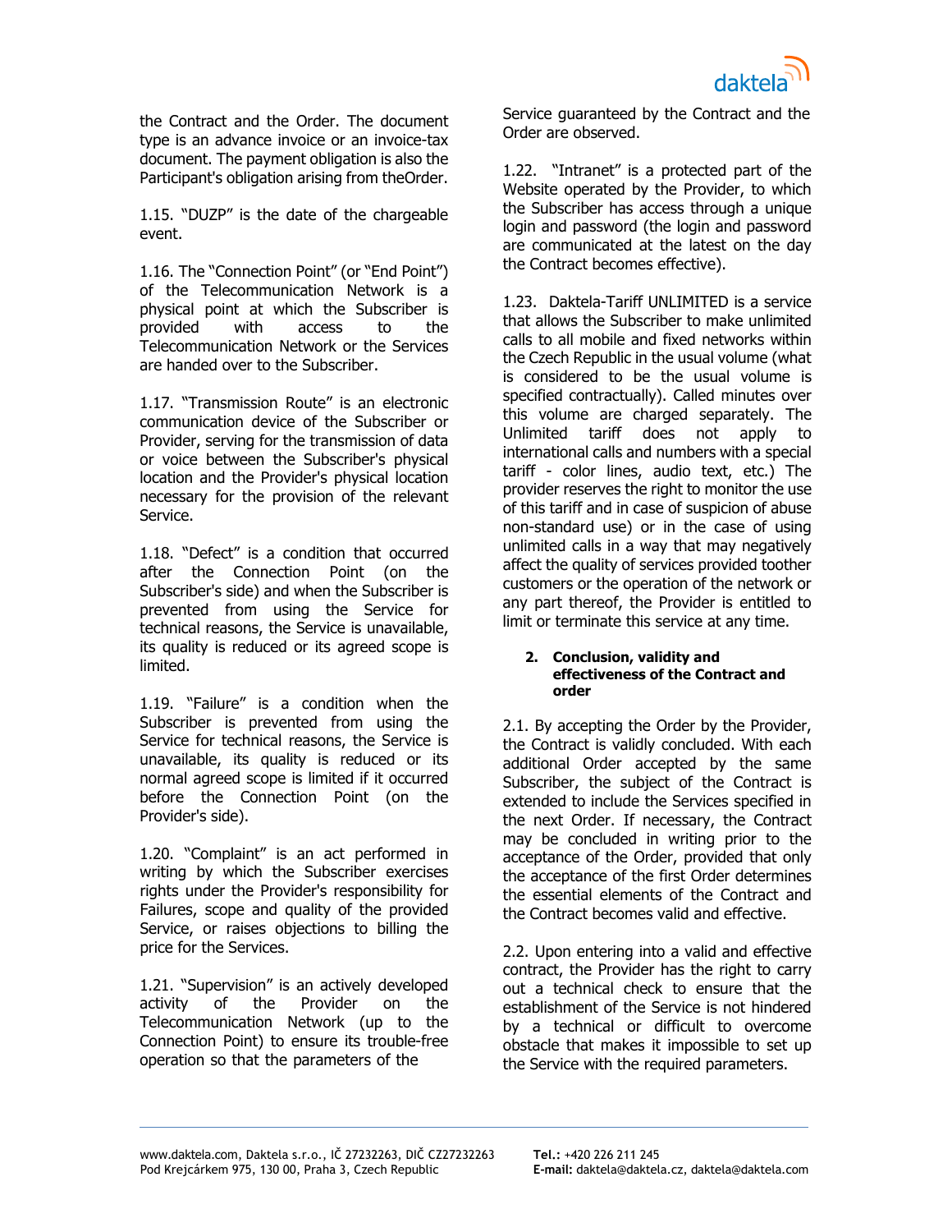the Contract and the Order. The document type is an advance invoice or an invoice-tax document. The payment obligation is also the Participant's obligation arising from theOrder.

1.15. "DUZP" is the date of the chargeable event.

1.16. The "Connection Point" (or "End Point") of the Telecommunication Network is a physical point at which the Subscriber is provided with access to the Telecommunication Network or the Services are handed over to the Subscriber.

1.17. "Transmission Route" is an electronic communication device of the Subscriber or Provider, serving for the transmission of data or voice between the Subscriber's physical location and the Provider's physical location necessary for the provision of the relevant Service.

1.18. "Defect" is a condition that occurred after the Connection Point (on the Subscriber's side) and when the Subscriber is prevented from using the Service for technical reasons, the Service is unavailable, its quality is reduced or its agreed scope is limited.

1.19. "Failure" is a condition when the Subscriber is prevented from using the Service for technical reasons, the Service is unavailable, its quality is reduced or its normal agreed scope is limited if it occurred before the Connection Point (on the Provider's side).

1.20. "Complaint" is an act performed in writing by which the Subscriber exercises rights under the Provider's responsibility for Failures, scope and quality of the provided Service, or raises objections to billing the price for the Services.

1.21. "Supervision" is an actively developed activity of the Provider on the Telecommunication Network (up to the Connection Point) to ensure its trouble-free operation so that the parameters of the Service guaranteed by the Contract and the Order are observed.

1.22. "Intranet" is a protected part of the Website operated by the Provider, to which the Subscriber has access through a unique login and password (the login and password are communicated at the latest on the day the Contract becomes effective).

1.23. Daktela-Tariff UNLIMITED is a service that allows the Subscriber to make unlimited calls to all mobile and fixed networks within the Czech Republic in the usual volume (what is considered to be the usual volume is specified contractually). Called minutes over this volume are charged separately. The Unlimited tariff does not apply to international calls and numbers with a special tariff - color lines, audio text, etc.) The provider reserves the right to monitor the use of this tariff and in case of suspicion of abuse non-standard use) or in the case of using unlimited calls in a way that may negatively affect the quality of services provided toother customers or the operation of the network or any part thereof, the Provider is entitled to limit or terminate this service at any time.

## 2. Conclusion, validity and effectiveness of the Contract and order

2.1. By accepting the Order by the Provider, the Contract is validly concluded. With each additional Order accepted by the same Subscriber, the subject of the Contract is extended to include the Services specified in the next Order. If necessary, the Contract may be concluded in writing prior to the acceptance of the Order, provided that only the acceptance of the first Order determines the essential elements of the Contract and the Contract becomes valid and effective.

2.2. Upon entering into a valid and effective contract, the Provider has the right to carry out a technical check to ensure that the establishment of the Service is not hindered by a technical or difficult to overcome obstacle that makes it impossible to set up the Service with the required parameters.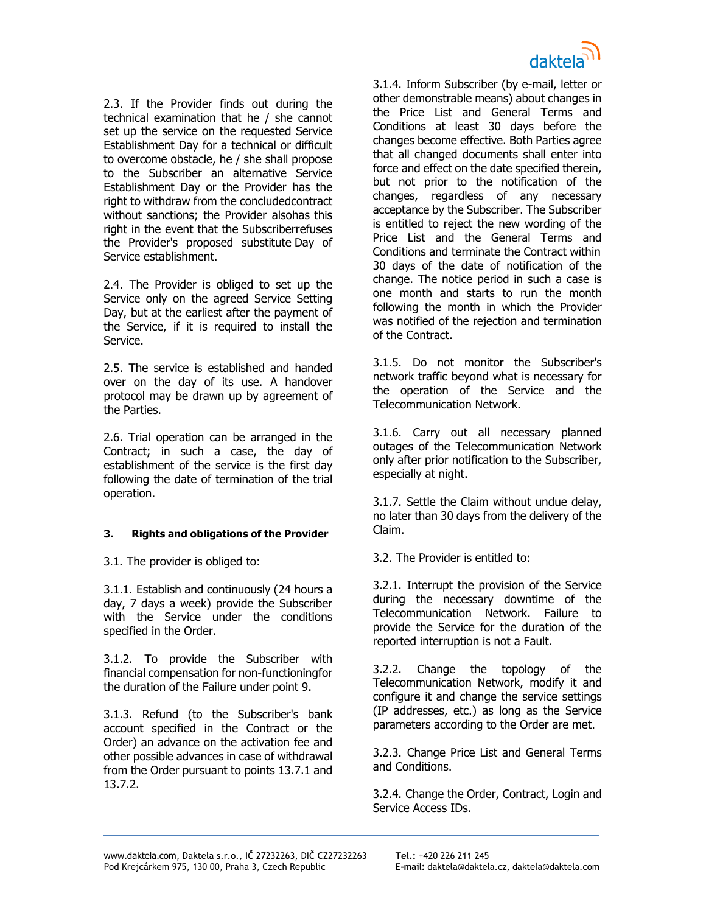2.3. If the Provider finds out during the technical examination that he / she cannot set up the service on the requested Service Establishment Day for a technical or difficult to overcome obstacle, he / she shall propose to the Subscriber an alternative Service Establishment Day or the Provider has the right to withdraw from the concludedcontract without sanctions; the Provider alsohas this right in the event that the Subscriberrefuses the Provider's proposed substitute Day of Service establishment.

2.4. The Provider is obliged to set up the Service only on the agreed Service Setting Day, but at the earliest after the payment of the Service, if it is required to install the Service.

2.5. The service is established and handed over on the day of its use. A handover protocol may be drawn up by agreement of the Parties.

2.6. Trial operation can be arranged in the Contract; in such a case, the day of establishment of the service is the first day following the date of termination of the trial operation.

### 3. Rights and obligations of the Provider

3.1. The provider is obliged to:

3.1.1. Establish and continuously (24 hours a day, 7 days a week) provide the Subscriber with the Service under the conditions specified in the Order.

3.1.2. To provide the Subscriber with financial compensation for non-functioningfor the duration of the Failure under point 9.

3.1.3. Refund (to the Subscriber's bank account specified in the Contract or the Order) an advance on the activation fee and other possible advances in case of withdrawal from the Order pursuant to points 13.7.1 and 13.7.2.

3.1.4. Inform Subscriber (by e-mail, letter or other demonstrable means) about changes in the Price List and General Terms and Conditions at least 30 days before the changes become effective. Both Parties agree that all changed documents shall enter into force and effect on the date specified therein, but not prior to the notification of the changes, regardless of any necessary acceptance by the Subscriber. The Subscriber is entitled to reject the new wording of the Price List and the General Terms and Conditions and terminate the Contract within 30 days of the date of notification of the change. The notice period in such a case is one month and starts to run the month following the month in which the Provider was notified of the rejection and termination of the Contract.

3.1.5. Do not monitor the Subscriber's network traffic beyond what is necessary for the operation of the Service and the Telecommunication Network.

3.1.6. Carry out all necessary planned outages of the Telecommunication Network only after prior notification to the Subscriber, especially at night.

3.1.7. Settle the Claim without undue delay, no later than 30 days from the delivery of the Claim.

3.2. The Provider is entitled to:

3.2.1. Interrupt the provision of the Service during the necessary downtime of the Telecommunication Network. Failure to provide the Service for the duration of the reported interruption is not a Fault.

3.2.2. Change the topology of the Telecommunication Network, modify it and configure it and change the service settings (IP addresses, etc.) as long as the Service parameters according to the Order are met.

3.2.3. Change Price List and General Terms and Conditions.

3.2.4. Change the Order, Contract, Login and Service Access IDs.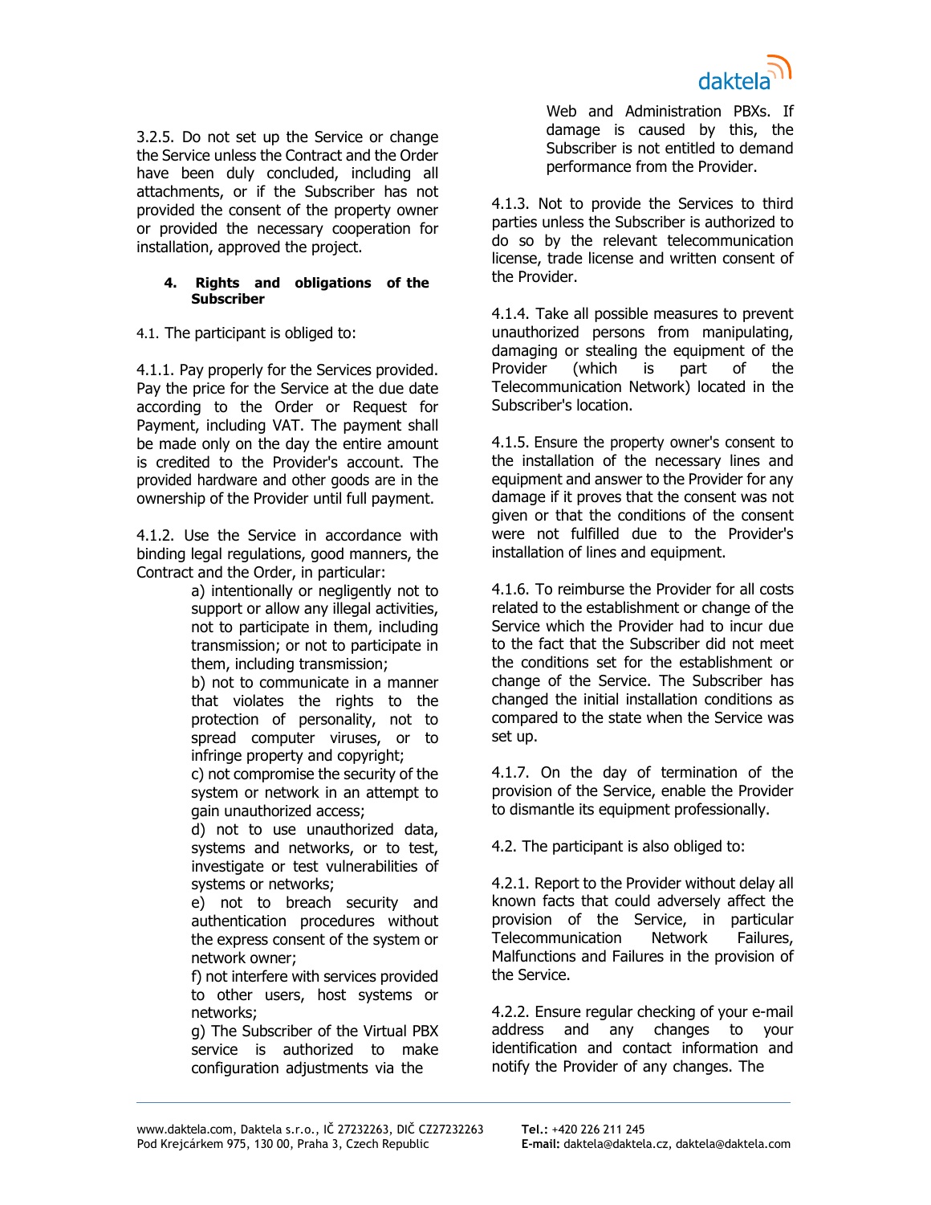3.2.5. Do not set up the Service or change the Service unless the Contract and the Order have been duly concluded, including all attachments, or if the Subscriber has not provided the consent of the property owner or provided the necessary cooperation for installation, approved the project.

## 4. Rights and obligations of the Subscriber

4.1. The participant is obliged to:

4.1.1. Pay properly for the Services provided. Pay the price for the Service at the due date according to the Order or Request for Payment, including VAT. The payment shall be made only on the day the entire amount is credited to the Provider's account. The provided hardware and other goods are in the ownership of the Provider until full payment.

4.1.2. Use the Service in accordance with binding legal regulations, good manners, the Contract and the Order, in particular:

a) intentionally or negligently not to support or allow any illegal activities, not to participate in them, including transmission; or not to participate in them, including transmission;

b) not to communicate in a manner that violates the rights to the protection of personality, not to spread computer viruses, or to infringe property and copyright;

c) not compromise the security of the system or network in an attempt to gain unauthorized access;

d) not to use unauthorized data, systems and networks, or to test, investigate or test vulnerabilities of systems or networks;

e) not to breach security and authentication procedures without the express consent of the system or network owner;

f) not interfere with services provided to other users, host systems or networks;

g) The Subscriber of the Virtual PBX service is authorized to make configuration adjustments via the Web and Administration PBXs. If damage is caused by this, the Subscriber is not entitled to demand performance from the Provider.

4.1.3. Not to provide the Services to third parties unless the Subscriber is authorized to do so by the relevant telecommunication license, trade license and written consent of the Provider.

4.1.4. Take all possible measures to prevent unauthorized persons from manipulating, damaging or stealing the equipment of the Provider (which is part of the Telecommunication Network) located in the Subscriber's location.

4.1.5. Ensure the property owner's consent to the installation of the necessary lines and equipment and answer to the Provider for any damage if it proves that the consent was not given or that the conditions of the consent were not fulfilled due to the Provider's installation of lines and equipment.

4.1.6. To reimburse the Provider for all costs related to the establishment or change of the Service which the Provider had to incur due to the fact that the Subscriber did not meet the conditions set for the establishment or change of the Service. The Subscriber has changed the initial installation conditions as compared to the state when the Service was set up.

4.1.7. On the day of termination of the provision of the Service, enable the Provider to dismantle its equipment professionally.

4.2. The participant is also obliged to:

4.2.1. Report to the Provider without delay all known facts that could adversely affect the provision of the Service, in particular Telecommunication Network Failures, Malfunctions and Failures in the provision of the Service.

4.2.2. Ensure regular checking of your e-mail address and any changes to your identification and contact information and notify the Provider of any changes. The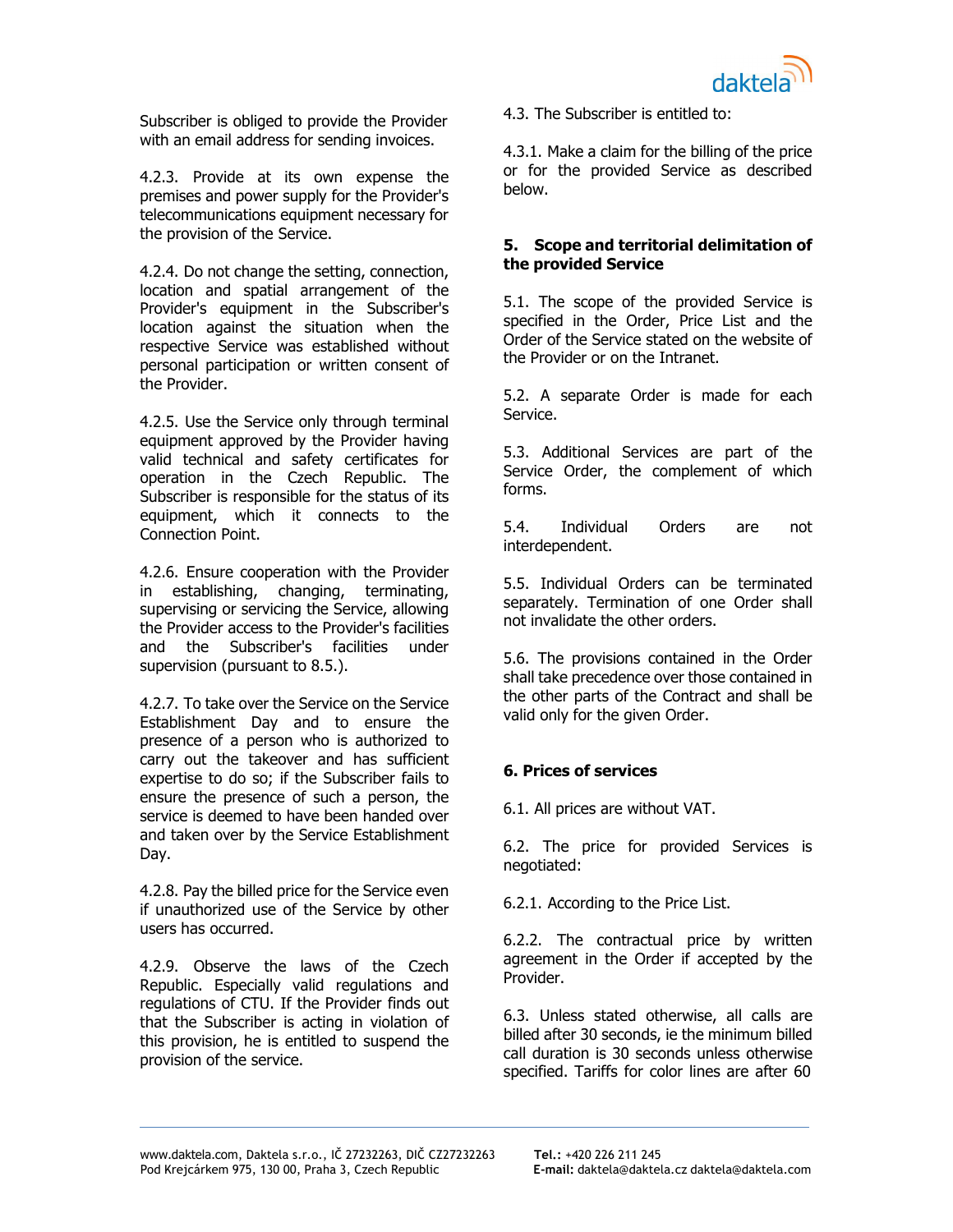Subscriber is obliged to provide the Provider with an email address for sending invoices.

4.2.3. Provide at its own expense the premises and power supply for the Provider's telecommunications equipment necessary for the provision of the Service.

4.2.4. Do not change the setting, connection, location and spatial arrangement of the Provider's equipment in the Subscriber's location against the situation when the respective Service was established without personal participation or written consent of the Provider.

4.2.5. Use the Service only through terminal equipment approved by the Provider having valid technical and safety certificates for operation in the Czech Republic. The Subscriber is responsible for the status of its equipment, which it connects to the Connection Point.

4.2.6. Ensure cooperation with the Provider in establishing, changing, terminating, supervising or servicing the Service, allowing the Provider access to the Provider's facilities and the Subscriber's facilities under supervision (pursuant to 8.5.).

4.2.7. To take over the Service on the Service Establishment Day and to ensure the presence of a person who is authorized to carry out the takeover and has sufficient expertise to do so; if the Subscriber fails to ensure the presence of such a person, the service is deemed to have been handed over and taken over by the Service Establishment Day.

4.2.8. Pay the billed price for the Service even if unauthorized use of the Service by other users has occurred.

4.2.9. Observe the laws of the Czech Republic. Especially valid regulations and regulations of CTU. If the Provider finds out that the Subscriber is acting in violation of this provision, he is entitled to suspend the provision of the service.

4.3. The Subscriber is entitled to:

4.3.1. Make a claim for the billing of the price or for the provided Service as described below.

## 5. Scope and territorial delimitation of the provided Service

5.1. The scope of the provided Service is specified in the Order, Price List and the Order of the Service stated on the website of the Provider or on the Intranet.

5.2. A separate Order is made for each Service.

5.3. Additional Services are part of the Service Order, the complement of which forms.

5.4. Individual Orders are not interdependent.

5.5. Individual Orders can be terminated separately. Termination of one Order shall not invalidate the other orders.

5.6. The provisions contained in the Order shall take precedence over those contained in the other parts of the Contract and shall be valid only for the given Order.

## 6. Prices of services

6.1. All prices are without VAT.

6.2. The price for provided Services is negotiated:

6.2.1. According to the Price List.

6.2.2. The contractual price by written agreement in the Order if accepted by the Provider.

6.3. Unless stated otherwise, all calls are billed after 30 seconds, ie the minimum billed call duration is 30 seconds unless otherwise specified. Tariffs for color lines are after 60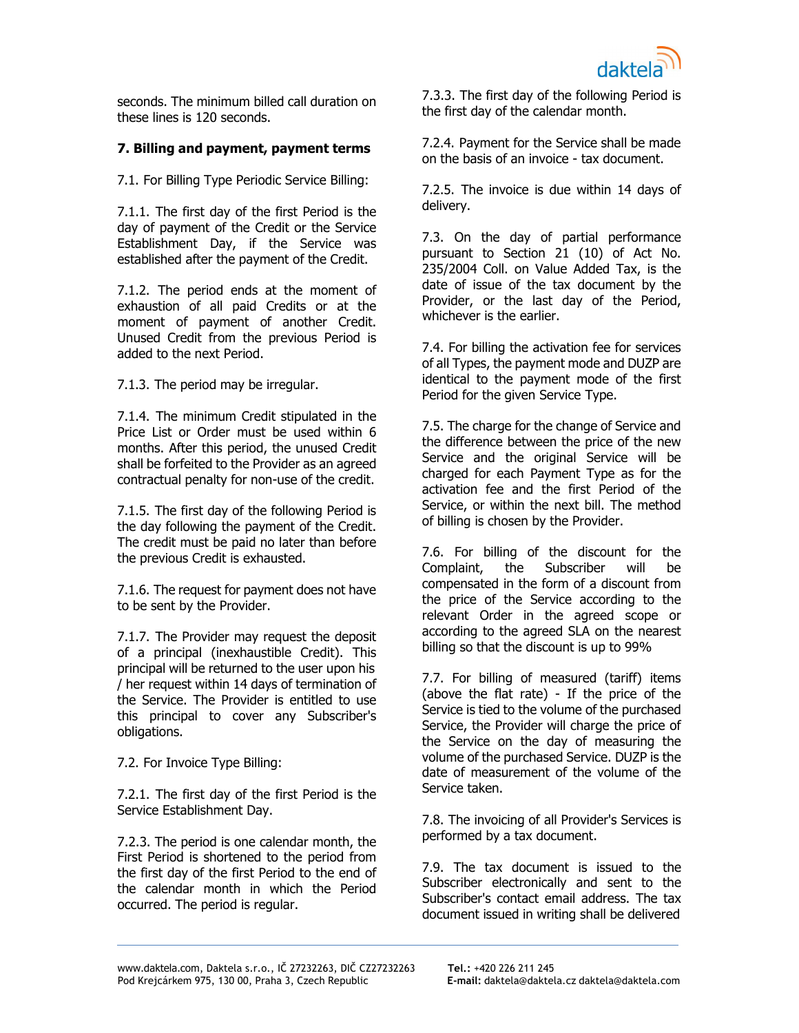seconds. The minimum billed call duration on these lines is 120 seconds.

## 7. Billing and payment, payment terms

7.1. For Billing Type Periodic Service Billing:

7.1.1. The first day of the first Period is the day of payment of the Credit or the Service Establishment Day, if the Service was established after the payment of the Credit.

7.1.2. The period ends at the moment of exhaustion of all paid Credits or at the moment of payment of another Credit. Unused Credit from the previous Period is added to the next Period.

7.1.3. The period may be irregular.

7.1.4. The minimum Credit stipulated in the Price List or Order must be used within 6 months. After this period, the unused Credit shall be forfeited to the Provider as an agreed contractual penalty for non-use of the credit.

7.1.5. The first day of the following Period is the day following the payment of the Credit. The credit must be paid no later than before the previous Credit is exhausted.

7.1.6. The request for payment does not have to be sent by the Provider.

7.1.7. The Provider may request the deposit of a principal (inexhaustible Credit). This principal will be returned to the user upon his / her request within 14 days of termination of the Service. The Provider is entitled to use this principal to cover any Subscriber's obligations.

7.2. For Invoice Type Billing:

7.2.1. The first day of the first Period is the Service Establishment Day.

7.2.3. The period is one calendar month, the First Period is shortened to the period from the first day of the first Period to the end of the calendar month in which the Period occurred. The period is regular.

7.3.3. The first day of the following Period is the first day of the calendar month.

7.2.4. Payment for the Service shall be made on the basis of an invoice - tax document.

7.2.5. The invoice is due within 14 days of delivery.

7.3. On the day of partial performance pursuant to Section 21 (10) of Act No. 235/2004 Coll. on Value Added Tax, is the date of issue of the tax document by the Provider, or the last day of the Period, whichever is the earlier.

7.4. For billing the activation fee for services of all Types, the payment mode and DUZP are identical to the payment mode of the first Period for the given Service Type.

7.5. The charge for the change of Service and the difference between the price of the new Service and the original Service will be charged for each Payment Type as for the activation fee and the first Period of the Service, or within the next bill. The method of billing is chosen by the Provider.

7.6. For billing of the discount for the Complaint, the Subscriber will be compensated in the form of a discount from the price of the Service according to the relevant Order in the agreed scope or according to the agreed SLA on the nearest billing so that the discount is up to 99%

7.7. For billing of measured (tariff) items (above the flat rate) - If the price of the Service is tied to the volume of the purchased Service, the Provider will charge the price of the Service on the day of measuring the volume of the purchased Service. DUZP is the date of measurement of the volume of the Service taken.

7.8. The invoicing of all Provider's Services is performed by a tax document.

7.9. The tax document is issued to the Subscriber electronically and sent to the Subscriber's contact email address. The tax document issued in writing shall be delivered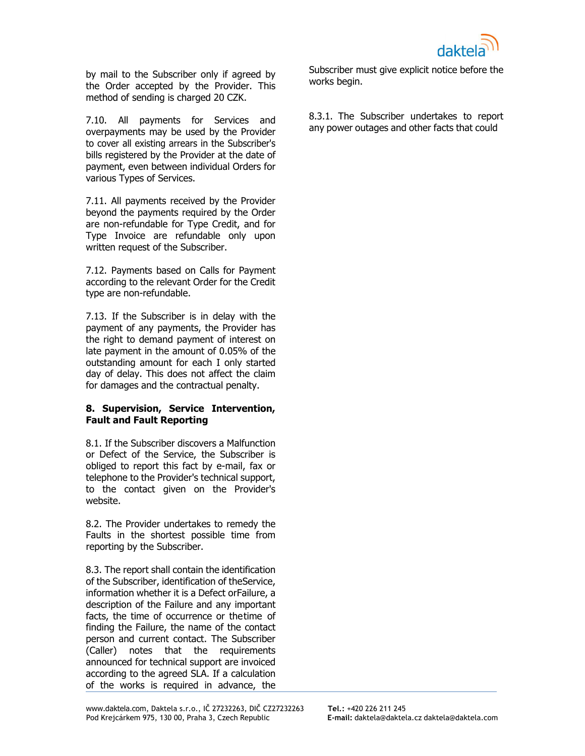by mail to the Subscriber only if agreed by the Order accepted by the Provider. This method of sending is charged 20 CZK.

7.10. All payments for Services and overpayments may be used by the Provider to cover all existing arrears in the Subscriber's bills registered by the Provider at the date of payment, even between individual Orders for various Types of Services.

7.11. All payments received by the Provider beyond the payments required by the Order are non-refundable for Type Credit, and for Type Invoice are refundable only upon written request of the Subscriber.

7.12. Payments based on Calls for Payment according to the relevant Order for the Credit type are non-refundable.

7.13. If the Subscriber is in delay with the payment of any payments, the Provider has the right to demand payment of interest on late payment in the amount of 0.05% of the outstanding amount for each I only started day of delay. This does not affect the claim for damages and the contractual penalty.

## 8. Supervision, Service Intervention, Fault and Fault Reporting

8.1. If the Subscriber discovers a Malfunction or Defect of the Service, the Subscriber is obliged to report this fact by e-mail, fax or telephone to the Provider's technical support, to the contact given on the Provider's website.

8.2. The Provider undertakes to remedy the Faults in the shortest possible time from reporting by the Subscriber.

8.3. The report shall contain the identification of the Subscriber, identification of theService, information whether it is a Defect orFailure, a description of the Failure and any important facts, the time of occurrence or thetime of finding the Failure, the name of the contact person and current contact. The Subscriber (Caller) notes that the requirements announced for technical support are invoiced according to the agreed SLA. If a calculation of the works is required in advance, the Subscriber must give explicit notice before the works begin.

8.3.1. The Subscriber undertakes to report any power outages and other facts that could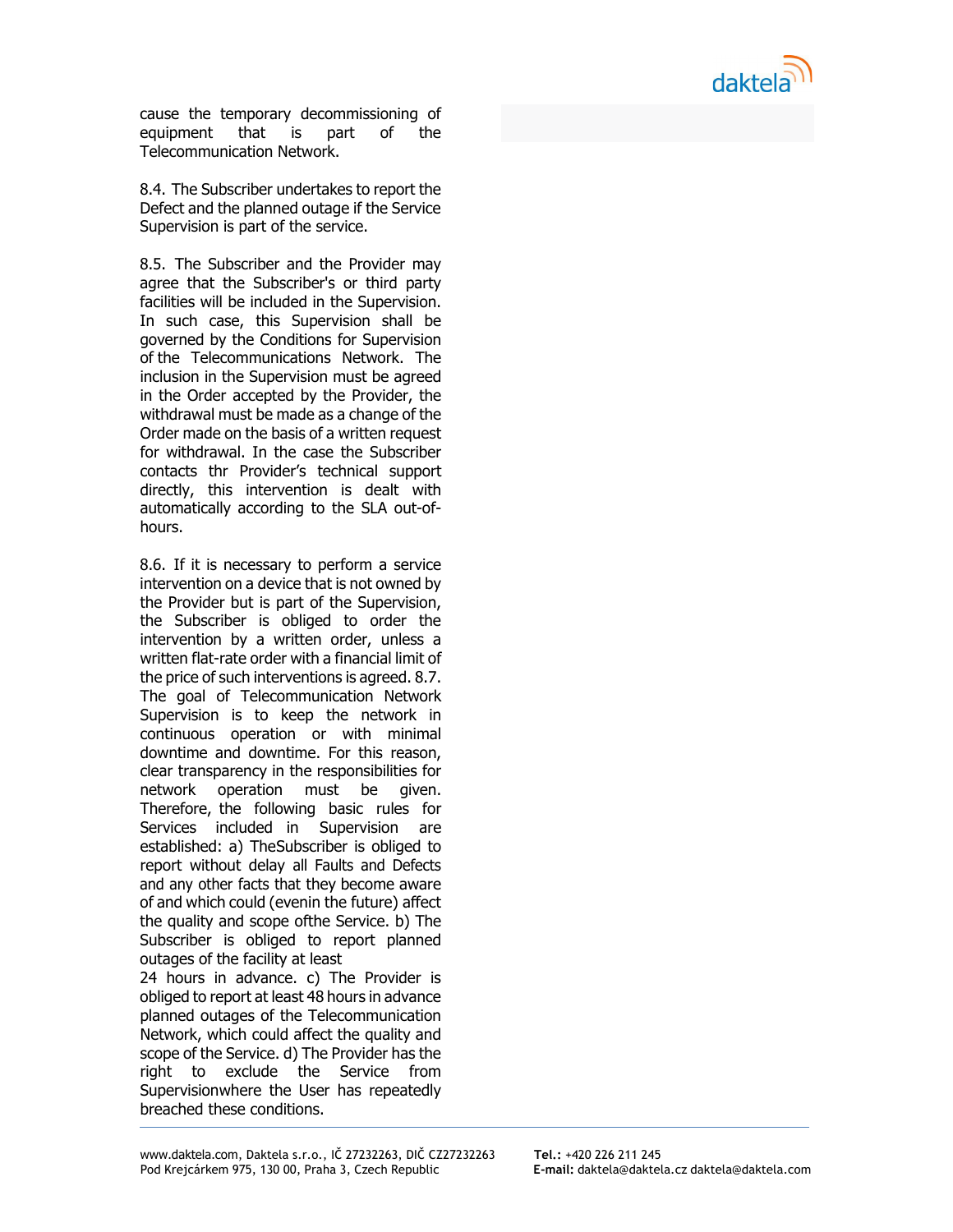cause the temporary decommissioning of equipment that is part of the Telecommunication Network.

8.4. The Subscriber undertakes to report the Defect and the planned outage if the Service Supervision is part of the service.

8.5. The Subscriber and the Provider may agree that the Subscriber's or third party facilities will be included in the Supervision. In such case, this Supervision shall be governed by the Conditions for Supervision of the Telecommunications Network. The inclusion in the Supervision must be agreed in the Order accepted by the Provider, the withdrawal must be made as a change of the Order made on the basis of a written request for withdrawal. In the case the Subscriber contacts thr Provider's technical support directly, this intervention is dealt with automatically according to the SLA out-of-hours.

8.6. If it is necessary to perform a service intervention on a device that is not owned by the Provider but is part of the Supervision, the Subscriber is obliged to order the intervention by a written order, unless a written flat-rate order with a financial limit of the price of such interventions is agreed. 8.7. The goal of Telecommunication Network Supervision is to keep the network in continuous operation or with minimal downtime and downtime. For this reason, clear transparency in the responsibilities for network operation must be given. Therefore, the following basic rules for Services included in Supervision are established: a) TheSubscriber is obliged to report without delay all Faults and Defects and any other facts that they become aware of and which could (evenin the future) affect the quality and scope ofthe Service. b) The Subscriber is obliged to report planned outages of the facility at least 24 hours in advance. c) The Provider is obliged to report at least 48 hours in advance planned outages of the Telecommunication Network, which could affect the quality and scope of the Service. d) The Provider has the right to exclude the Service from Supervisionwhere the User has repeatedly breached these conditions.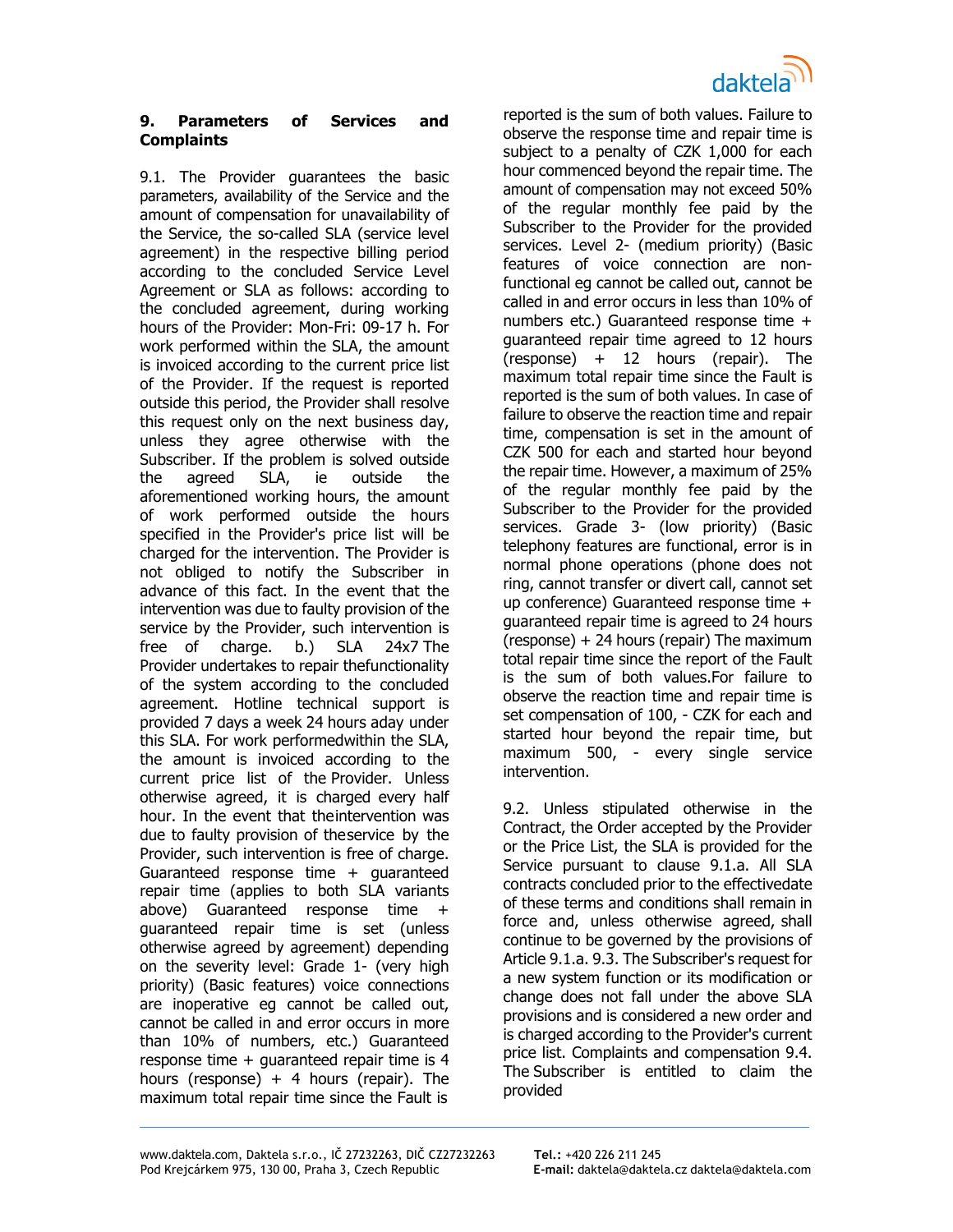## 9. Parameters of Services and Complaints

9.1. The Provider guarantees the basic parameters, availability of the Service and the amount of compensation for unavailability of the Service, the so-called SLA (service level agreement) in the respective billing period according to the concluded Service Level Agreement or SLA as follows: according to the concluded agreement, during working hours of the Provider: Mon-Fri: 09-17 h. For work performed within the SLA, the amount is invoiced according to the current price list of the Provider. If the request is reported outside this period, the Provider shall resolve this request only on the next business day, unless they agree otherwise with the Subscriber. If the problem is solved outside the agreed SLA, ie outside the aforementioned working hours, the amount of work performed outside the hours specified in the Provider's price list will be charged for the intervention. The Provider is not obliged to notify the Subscriber in advance of this fact. In the event that the intervention was due to faulty provision of the service by the Provider, such intervention is free of charge. b.) SLA 24x7 The Provider undertakes to repair thefunctionality of the system according to the concluded agreement. Hotline technical support is provided 7 days a week 24 hours aday under this SLA. For work performedwithin the SLA, the amount is invoiced according to the current price list of the Provider. Unless otherwise agreed, it is charged every half hour. In the event that theintervention was due to faulty provision of theservice by the Provider, such intervention is free of charge. Guaranteed response time + guaranteed repair time (applies to both SLA variants above) Guaranteed response time + guaranteed repair time is set (unless otherwise agreed by agreement) depending on the severity level: Grade 1- (very high priority) (Basic features) voice connections are inoperative eg cannot be called out, cannot be called in and error occurs in more than 10% of numbers, etc.) Guaranteed response time + guaranteed repair time is 4 hours (response) + 4 hours (repair). The maximum total repair time since the Fault is reported is the sum of both values. Failure to observe the response time and repair time is subject to a penalty of CZK 1,000 for each hour commenced beyond the repair time. The amount of compensation may not exceed 50% of the regular monthly fee paid by the Subscriber to the Provider for the provided services. Level 2- (medium priority) (Basic features of voice connection are non-functional eg cannot be called out, cannot be called in and error occurs in less than 10% of numbers etc.) Guaranteed response time + guaranteed repair time agreed to 12 hours (response) + 12 hours (repair). The maximum total repair time since the Fault is reported is the sum of both values. In case of failure to observe the reaction time and repair time, compensation is set in the amount of CZK 500 for each and started hour beyond the repair time. However, a maximum of 25% of the regular monthly fee paid by the Subscriber to the Provider for the provided services. Grade 3- (low priority) (Basic telephony features are functional, error is in normal phone operations (phone does not ring, cannot transfer or divert call, cannot set up conference) Guaranteed response time + guaranteed repair time is agreed to 24 hours (response) + 24 hours (repair) The maximum total repair time since the report of the Fault is the sum of both values.For failure to observe the reaction time and repair time is set compensation of 100, - CZK for each and started hour beyond the repair time, but maximum 500, - every single service intervention.

9.2. Unless stipulated otherwise in the Contract, the Order accepted by the Provider or the Price List, the SLA is provided for the Service pursuant to clause 9.1.a. All SLA contracts concluded prior to the effectivedate of these terms and conditions shall remain in force and, unless otherwise agreed, shall continue to be governed by the provisions of Article 9.1.a. 9.3. The Subscriber's request for a new system function or its modification or change does not fall under the above SLA provisions and is considered a new order and is charged according to the Provider's current price list. Complaints and compensation 9.4. The Subscriber is entitled to claim the provided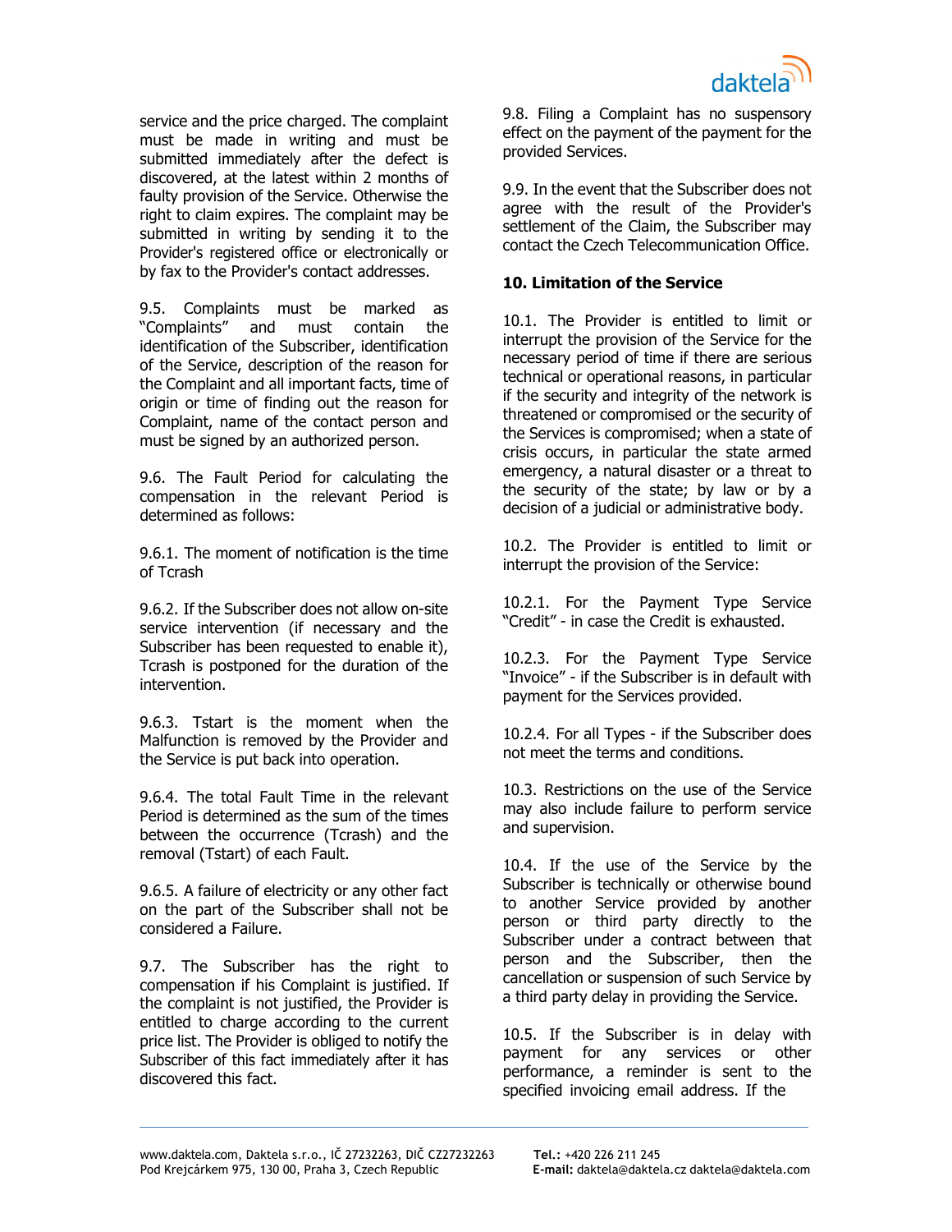service and the price charged. The complaint must be made in writing and must be submitted immediately after the defect is discovered, at the latest within 2 months of faulty provision of the Service. Otherwise the right to claim expires. The complaint may be submitted in writing by sending it to the Provider's registered office or electronically or by fax to the Provider's contact addresses.

9.5. Complaints must be marked as "Complaints" and must contain the identification of the Subscriber, identification of the Service, description of the reason for the Complaint and all important facts, time of origin or time of finding out the reason for Complaint, name of the contact person and must be signed by an authorized person.

9.6. The Fault Period for calculating the compensation in the relevant Period is determined as follows:

9.6.1. The moment of notification is the time of Tcrash

9.6.2. If the Subscriber does not allow on-site service intervention (if necessary and the Subscriber has been requested to enable it), Tcrash is postponed for the duration of the intervention.

9.6.3. Tstart is the moment when the Malfunction is removed by the Provider and the Service is put back into operation.

9.6.4. The total Fault Time in the relevant Period is determined as the sum of the times between the occurrence (Tcrash) and the removal (Tstart) of each Fault.

9.6.5. A failure of electricity or any other fact on the part of the Subscriber shall not be considered a Failure.

9.7. The Subscriber has the right to compensation if his Complaint is justified. If the complaint is not justified, the Provider is entitled to charge according to the current price list. The Provider is obliged to notify the Subscriber of this fact immediately after it has discovered this fact.

9.8. Filing a Complaint has no suspensory effect on the payment of the payment for the provided Services.

9.9. In the event that the Subscriber does not agree with the result of the Provider's settlement of the Claim, the Subscriber may contact the Czech Telecommunication Office.

## 10. Limitation of the Service

10.1. The Provider is entitled to limit or interrupt the provision of the Service for the necessary period of time if there are serious technical or operational reasons, in particular if the security and integrity of the network is threatened or compromised or the security of the Services is compromised; when a state of crisis occurs, in particular the state armed emergency, a natural disaster or a threat to the security of the state; by law or by a decision of a judicial or administrative body.

10.2. The Provider is entitled to limit or interrupt the provision of the Service:

10.2.1. For the Payment Type Service "Credit" - in case the Credit is exhausted.

10.2.3. For the Payment Type Service "Invoice" - if the Subscriber is in default with payment for the Services provided.

10.2.4. For all Types - if the Subscriber does not meet the terms and conditions.

10.3. Restrictions on the use of the Service may also include failure to perform service and supervision.

10.4. If the use of the Service by the Subscriber is technically or otherwise bound to another Service provided by another person or third party directly to the Subscriber under a contract between that person and the Subscriber, then the cancellation or suspension of such Service by a third party delay in providing the Service.

10.5. If the Subscriber is in delay with payment for any services or other performance, a reminder is sent to the specified invoicing email address. If the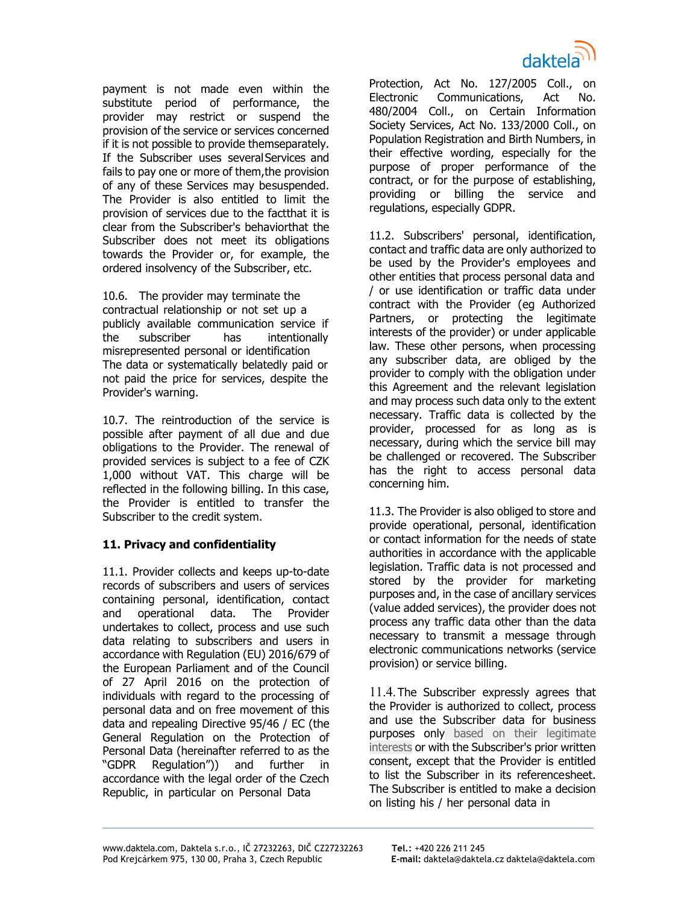payment is not made even within the substitute period of performance, the provider may restrict or suspend the provision of the service or services concerned if it is not possible to provide themseparately. If the Subscriber uses severalServices and fails to pay one or more of them,the provision of any of these Services may besuspended. The Provider is also entitled to limit the provision of services due to the factthat it is clear from the Subscriber's behaviorthat the Subscriber does not meet its obligations towards the Provider or, for example, the ordered insolvency of the Subscriber, etc.

10.6. The provider may terminate the contractual relationship or not set up a publicly available communication service if the subscriber has intentionally misrepresented personal or identification The data or systematically belatedly paid or not paid the price for services, despite the Provider's warning.

10.7. The reintroduction of the service is possible after payment of all due and due obligations to the Provider. The renewal of provided services is subject to a fee of CZK 1,000 without VAT. This charge will be reflected in the following billing. In this case, the Provider is entitled to transfer the Subscriber to the credit system.

## 11. Privacy and confidentiality

11.1. Provider collects and keeps up-to-date records of subscribers and users of services containing personal, identification, contact and operational data. The Provider undertakes to collect, process and use such data relating to subscribers and users in accordance with Regulation (EU) 2016/679 of the European Parliament and of the Council of 27 April 2016 on the protection of individuals with regard to the processing of personal data and on free movement of this data and repealing Directive 95/46 / EC (the General Regulation on the Protection of Personal Data (hereinafter referred to as the "GDPR Regulation")) and further in accordance with the legal order of the Czech Republic, in particular on Personal Data Protection, Act No. 127/2005 Coll., on Electronic Communications, Act No. 480/2004 Coll., on Certain Information Society Services, Act No. 133/2000 Coll., on Population Registration and Birth Numbers, in their effective wording, especially for the purpose of proper performance of the contract, or for the purpose of establishing, providing or billing the service and regulations, especially GDPR.

11.2. Subscribers' personal, identification, contact and traffic data are only authorized to be used by the Provider's employees and other entities that process personal data and / or use identification or traffic data under contract with the Provider (eg Authorized Partners, or protecting the legitimate interests of the provider) or under applicable law. These other persons, when processing any subscriber data, are obliged by the provider to comply with the obligation under this Agreement and the relevant legislation and may process such data only to the extent necessary. Traffic data is collected by the provider, processed for as long as is necessary, during which the service bill may be challenged or recovered. The Subscriber has the right to access personal data concerning him.

11.3. The Provider is also obliged to store and provide operational, personal, identification or contact information for the needs of state authorities in accordance with the applicable legislation. Traffic data is not processed and stored by the provider for marketing purposes and, in the case of ancillary services (value added services), the provider does not process any traffic data other than the data necessary to transmit a message through electronic communications networks (service provision) or service billing.

11.4. The Subscriber expressly agrees that the Provider is authorized to collect, process and use the Subscriber data for business purposes only based on their legitimate interests or with the Subscriber's prior written consent, except that the Provider is entitled to list the Subscriber in its referencesheet. The Subscriber is entitled to make a decision on listing his / her personal data in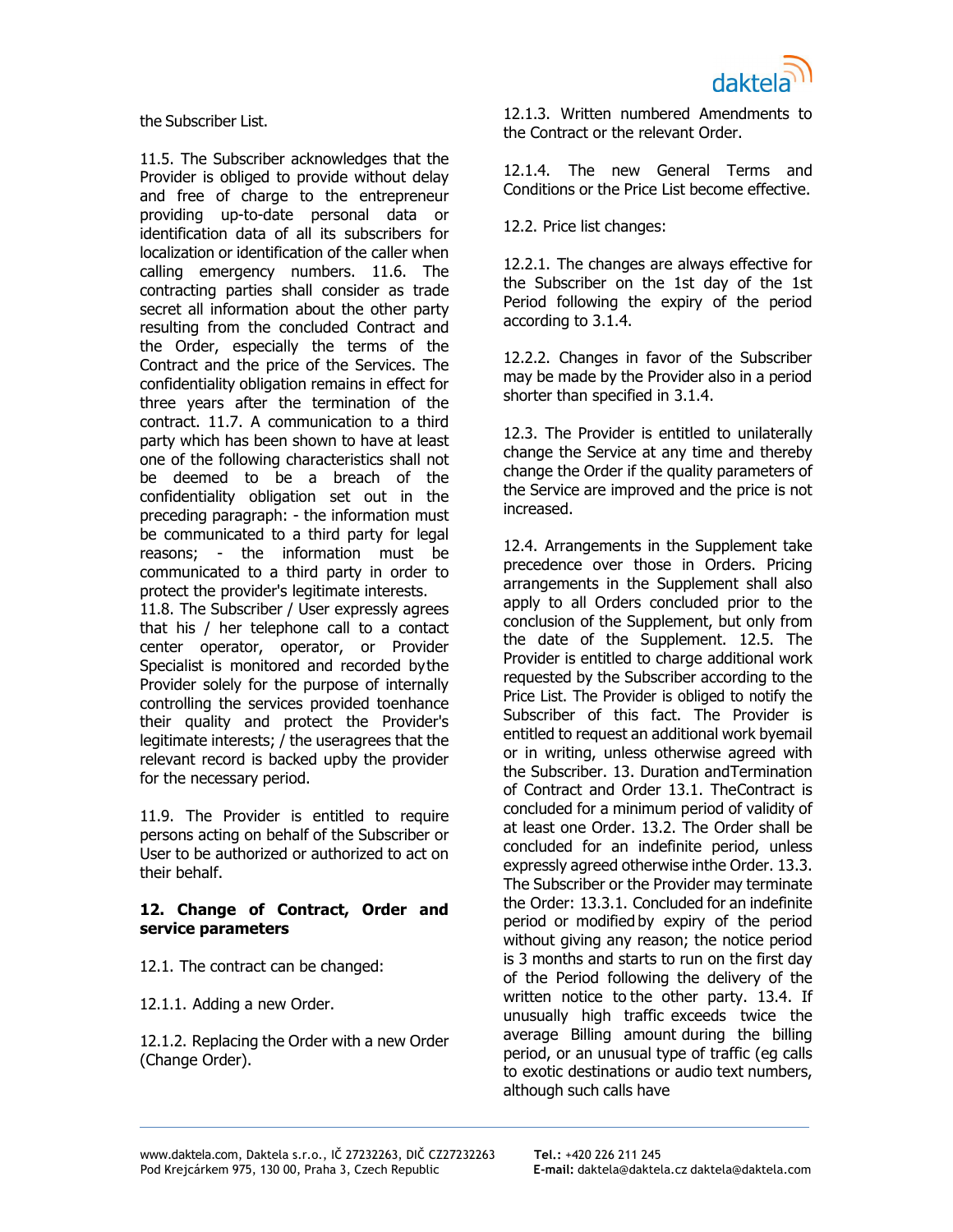the Subscriber List.

11.5. The Subscriber acknowledges that the Provider is obliged to provide without delay and free of charge to the entrepreneur providing up-to-date personal data or identification data of all its subscribers for localization or identification of the caller when calling emergency numbers. 11.6. The contracting parties shall consider as trade secret all information about the other party resulting from the concluded Contract and the Order, especially the terms of the Contract and the price of the Services. The confidentiality obligation remains in effect for three years after the termination of the contract. 11.7. A communication to a third party which has been shown to have at least one of the following characteristics shall not be deemed to be a breach of the confidentiality obligation set out in the preceding paragraph: - the information must be communicated to a third party for legal reasons; - the information must be communicated to a third party in order to protect the provider's legitimate interests.
11.8. The Subscriber / User expressly agrees that his / her telephone call to a contact center operator, operator, or Provider Specialist is monitored and recorded bythe Provider solely for the purpose of internally controlling the services provided toenhance their quality and protect the Provider's legitimate interests; / the useragrees that the relevant record is backed upby the provider for the necessary period.

11.9. The Provider is entitled to require persons acting on behalf of the Subscriber or User to be authorized or authorized to act on their behalf.

**12. Change of Contract, Order and service parameters**

12.1. The contract can be changed:

12.1.1. Adding a new Order.

12.1.2. Replacing the Order with a new Order (Change Order).

12.1.3. Written numbered Amendments to the Contract or the relevant Order.

12.1.4. The new General Terms and Conditions or the Price List become effective.

12.2. Price list changes:

12.2.1. The changes are always effective for the Subscriber on the 1st day of the 1st Period following the expiry of the period according to 3.1.4.

12.2.2. Changes in favor of the Subscriber may be made by the Provider also in a period shorter than specified in 3.1.4.

12.3. The Provider is entitled to unilaterally change the Service at any time and thereby change the Order if the quality parameters of the Service are improved and the price is not increased.

12.4. Arrangements in the Supplement take precedence over those in Orders. Pricing arrangements in the Supplement shall also apply to all Orders concluded prior to the conclusion of the Supplement, but only from the date of the Supplement. 12.5. The Provider is entitled to charge additional work requested by the Subscriber according to the Price List. The Provider is obliged to notify the Subscriber of this fact. The Provider is entitled to request an additional work byemail or in writing, unless otherwise agreed with the Subscriber. 13. Duration andTermination of Contract and Order 13.1. TheContract is concluded for a minimum period of validity of at least one Order. 13.2. The Order shall be concluded for an indefinite period, unless expressly agreed otherwise inthe Order. 13.3. The Subscriber or the Provider may terminate the Order: 13.3.1. Concluded for an indefinite period or modified by expiry of the period without giving any reason; the notice period is 3 months and starts to run on the first day of the Period following the delivery of the written notice to the other party. 13.4. If unusually high traffic exceeds twice the average Billing amount during the billing period, or an unusual type of traffic (eg calls to exotic destinations or audio text numbers, although such calls have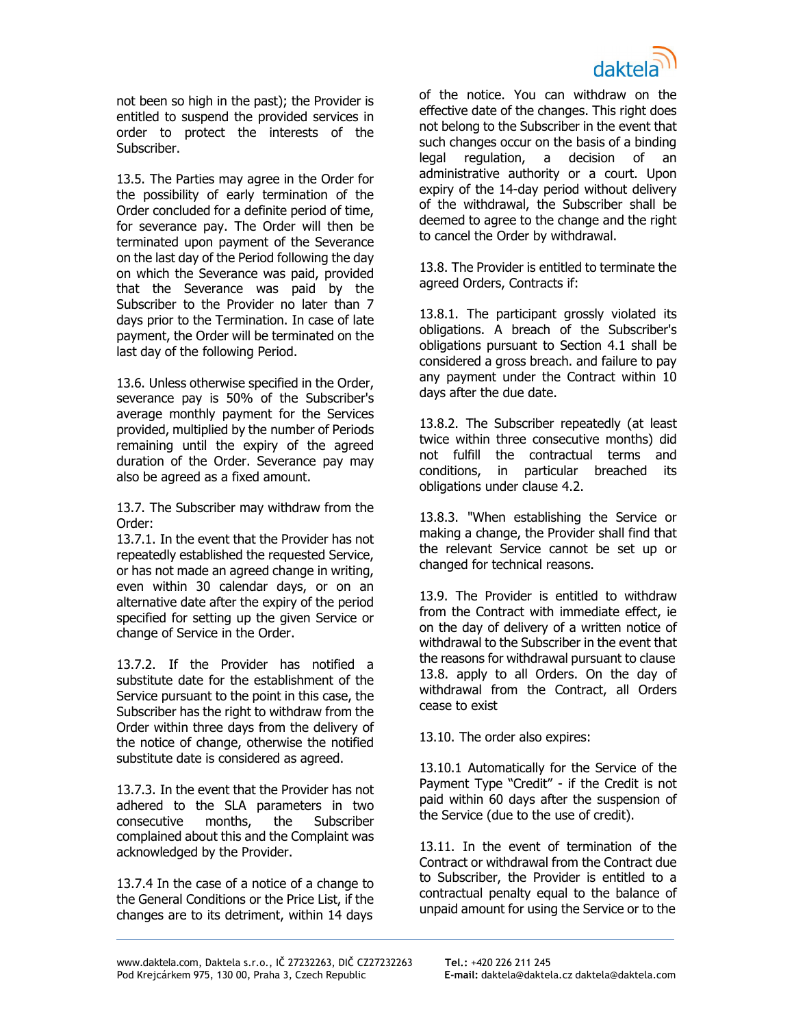not been so high in the past); the Provider is entitled to suspend the provided services in order to protect the interests of the Subscriber.

13.5. The Parties may agree in the Order for the possibility of early termination of the Order concluded for a definite period of time, for severance pay. The Order will then be terminated upon payment of the Severance on the last day of the Period following the day on which the Severance was paid, provided that the Severance was paid by the Subscriber to the Provider no later than 7 days prior to the Termination. In case of late payment, the Order will be terminated on the last day of the following Period.

13.6. Unless otherwise specified in the Order, severance pay is 50% of the Subscriber's average monthly payment for the Services provided, multiplied by the number of Periods remaining until the expiry of the agreed duration of the Order. Severance pay may also be agreed as a fixed amount.

13.7. The Subscriber may withdraw from the Order:

13.7.1. In the event that the Provider has not repeatedly established the requested Service, or has not made an agreed change in writing, even within 30 calendar days, or on an alternative date after the expiry of the period specified for setting up the given Service or change of Service in the Order.

13.7.2. If the Provider has notified a substitute date for the establishment of the Service pursuant to the point in this case, the Subscriber has the right to withdraw from the Order within three days from the delivery of the notice of change, otherwise the notified substitute date is considered as agreed.

13.7.3. In the event that the Provider has not adhered to the SLA parameters in two consecutive months, the Subscriber complained about this and the Complaint was acknowledged by the Provider.

13.7.4 In the case of a notice of a change to the General Conditions or the Price List, if the changes are to its detriment, within 14 days of the notice. You can withdraw on the effective date of the changes. This right does not belong to the Subscriber in the event that such changes occur on the basis of a binding legal regulation, a decision of an administrative authority or a court. Upon expiry of the 14-day period without delivery of the withdrawal, the Subscriber shall be deemed to agree to the change and the right to cancel the Order by withdrawal.

13.8. The Provider is entitled to terminate the agreed Orders, Contracts if:

13.8.1. The participant grossly violated its obligations. A breach of the Subscriber's obligations pursuant to Section 4.1 shall be considered a gross breach. and failure to pay any payment under the Contract within 10 days after the due date.

13.8.2. The Subscriber repeatedly (at least twice within three consecutive months) did not fulfill the contractual terms and conditions, in particular breached its obligations under clause 4.2.

13.8.3. "When establishing the Service or making a change, the Provider shall find that the relevant Service cannot be set up or changed for technical reasons.

13.9. The Provider is entitled to withdraw from the Contract with immediate effect, ie on the day of delivery of a written notice of withdrawal to the Subscriber in the event that the reasons for withdrawal pursuant to clause 13.8. apply to all Orders. On the day of withdrawal from the Contract, all Orders cease to exist

13.10. The order also expires:

13.10.1 Automatically for the Service of the Payment Type "Credit" - if the Credit is not paid within 60 days after the suspension of the Service (due to the use of credit).

13.11. In the event of termination of the Contract or withdrawal from the Contract due to Subscriber, the Provider is entitled to a contractual penalty equal to the balance of unpaid amount for using the Service or to the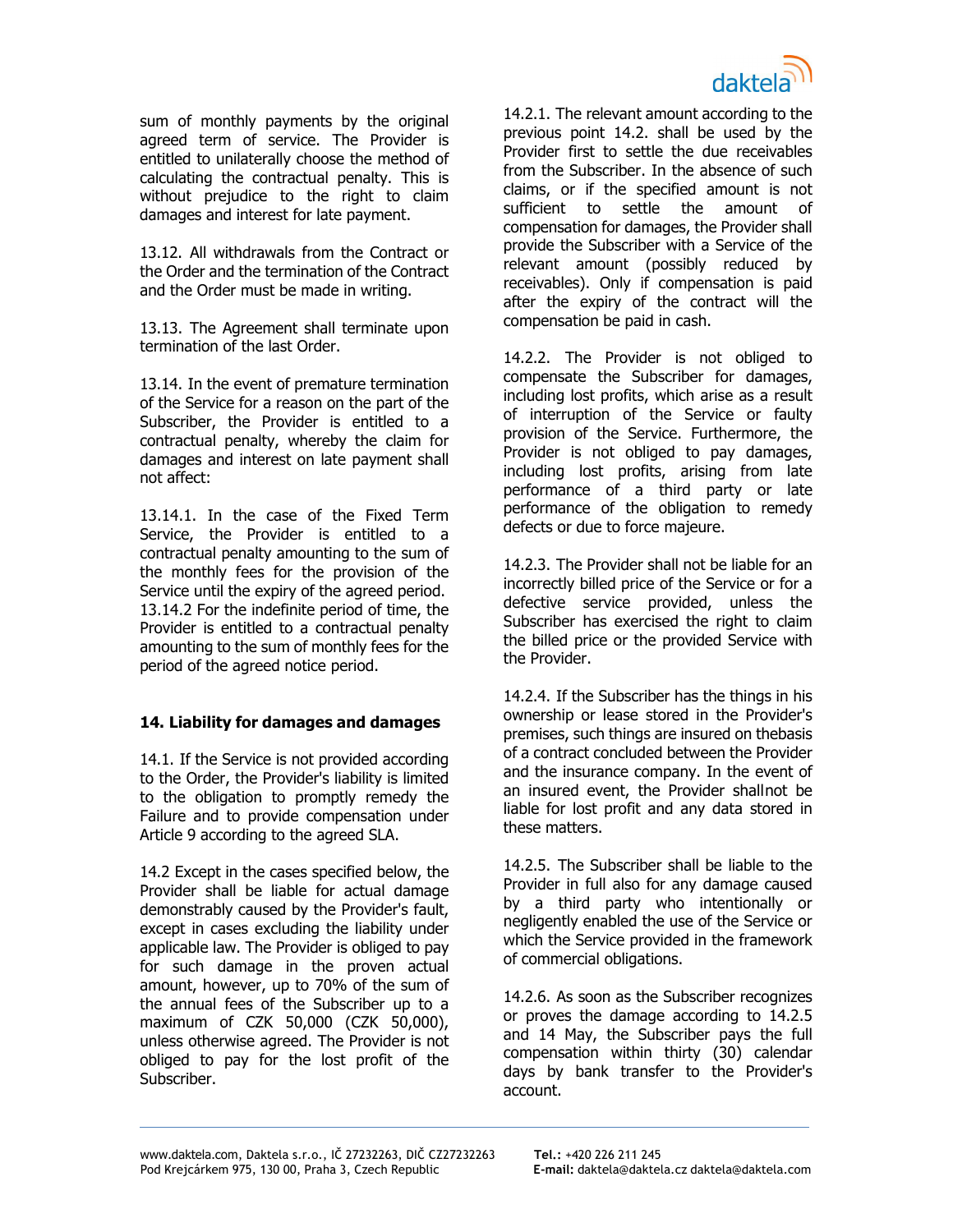sum of monthly payments by the original agreed term of service. The Provider is entitled to unilaterally choose the method of calculating the contractual penalty. This is without prejudice to the right to claim damages and interest for late payment.

13.12. All withdrawals from the Contract or the Order and the termination of the Contract and the Order must be made in writing.

13.13. The Agreement shall terminate upon termination of the last Order.

13.14. In the event of premature termination of the Service for a reason on the part of the Subscriber, the Provider is entitled to a contractual penalty, whereby the claim for damages and interest on late payment shall not affect:

13.14.1. In the case of the Fixed Term Service, the Provider is entitled to a contractual penalty amounting to the sum of the monthly fees for the provision of the Service until the expiry of the agreed period.
13.14.2 For the indefinite period of time, the Provider is entitled to a contractual penalty amounting to the sum of monthly fees for the period of the agreed notice period.

### 14. Liability for damages and damages

14.1. If the Service is not provided according to the Order, the Provider's liability is limited to the obligation to promptly remedy the Failure and to provide compensation under Article 9 according to the agreed SLA.

14.2 Except in the cases specified below, the Provider shall be liable for actual damage demonstrably caused by the Provider's fault, except in cases excluding the liability under applicable law. The Provider is obliged to pay for such damage in the proven actual amount, however, up to 70% of the sum of the annual fees of the Subscriber up to a maximum of CZK 50,000 (CZK 50,000), unless otherwise agreed. The Provider is not obliged to pay for the lost profit of the Subscriber.

14.2.1. The relevant amount according to the previous point 14.2. shall be used by the Provider first to settle the due receivables from the Subscriber. In the absence of such claims, or if the specified amount is not sufficient to settle the amount of compensation for damages, the Provider shall provide the Subscriber with a Service of the relevant amount (possibly reduced by receivables). Only if compensation is paid after the expiry of the contract will the compensation be paid in cash.

14.2.2. The Provider is not obliged to compensate the Subscriber for damages, including lost profits, which arise as a result of interruption of the Service or faulty provision of the Service. Furthermore, the Provider is not obliged to pay damages, including lost profits, arising from late performance of a third party or late performance of the obligation to remedy defects or due to force majeure.

14.2.3. The Provider shall not be liable for an incorrectly billed price of the Service or for a defective service provided, unless the Subscriber has exercised the right to claim the billed price or the provided Service with the Provider.

14.2.4. If the Subscriber has the things in his ownership or lease stored in the Provider's premises, such things are insured on thebasis of a contract concluded between the Provider and the insurance company. In the event of an insured event, the Provider shallnot be liable for lost profit and any data stored in these matters.

14.2.5. The Subscriber shall be liable to the Provider in full also for any damage caused by a third party who intentionally or negligently enabled the use of the Service or which the Service provided in the framework of commercial obligations.

14.2.6. As soon as the Subscriber recognizes or proves the damage according to 14.2.5 and 14 May, the Subscriber pays the full compensation within thirty (30) calendar days by bank transfer to the Provider's account.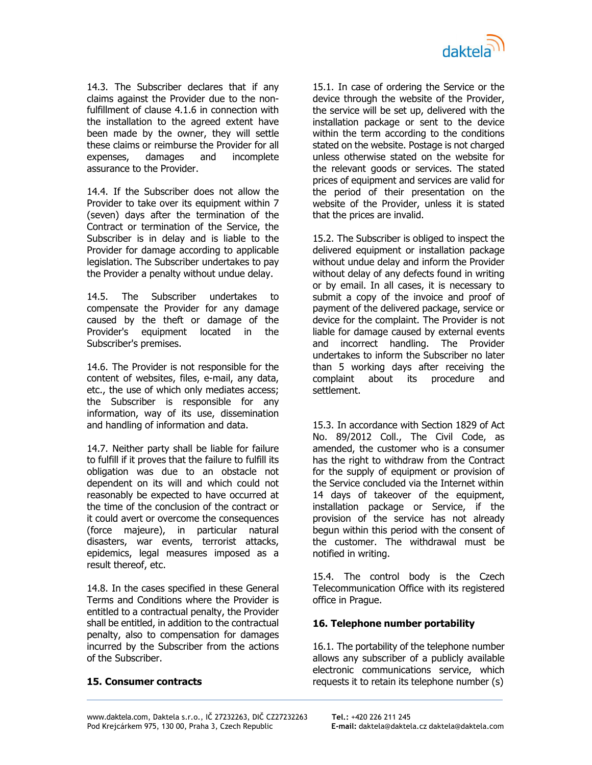14.3. The Subscriber declares that if any claims against the Provider due to the non-fulfillment of clause 4.1.6 in connection with the installation to the agreed extent have been made by the owner, they will settle these claims or reimburse the Provider for all expenses, damages and incomplete assurance to the Provider.

14.4. If the Subscriber does not allow the Provider to take over its equipment within 7 (seven) days after the termination of the Contract or termination of the Service, the Subscriber is in delay and is liable to the Provider for damage according to applicable legislation. The Subscriber undertakes to pay the Provider a penalty without undue delay.

14.5. The Subscriber undertakes to compensate the Provider for any damage caused by the theft or damage of the Provider's equipment located in the Subscriber's premises.

14.6. The Provider is not responsible for the content of websites, files, e-mail, any data, etc., the use of which only mediates access; the Subscriber is responsible for any information, way of its use, dissemination and handling of information and data.

14.7. Neither party shall be liable for failure to fulfill if it proves that the failure to fulfill its obligation was due to an obstacle not dependent on its will and which could not reasonably be expected to have occurred at the time of the conclusion of the contract or it could avert or overcome the consequences (force majeure), in particular natural disasters, war events, terrorist attacks, epidemics, legal measures imposed as a result thereof, etc.

14.8. In the cases specified in these General Terms and Conditions where the Provider is entitled to a contractual penalty, the Provider shall be entitled, in addition to the contractual penalty, also to compensation for damages incurred by the Subscriber from the actions of the Subscriber.

## 15. Consumer contracts

15.1. In case of ordering the Service or the device through the website of the Provider, the service will be set up, delivered with the installation package or sent to the device within the term according to the conditions stated on the website. Postage is not charged unless otherwise stated on the website for the relevant goods or services. The stated prices of equipment and services are valid for the period of their presentation on the website of the Provider, unless it is stated that the prices are invalid.

15.2. The Subscriber is obliged to inspect the delivered equipment or installation package without undue delay and inform the Provider without delay of any defects found in writing or by email. In all cases, it is necessary to submit a copy of the invoice and proof of payment of the delivered package, service or device for the complaint. The Provider is not liable for damage caused by external events and incorrect handling. The Provider undertakes to inform the Subscriber no later than 5 working days after receiving the complaint about its procedure and settlement.

15.3. In accordance with Section 1829 of Act No. 89/2012 Coll., The Civil Code, as amended, the customer who is a consumer has the right to withdraw from the Contract for the supply of equipment or provision of the Service concluded via the Internet within 14 days of takeover of the equipment, installation package or Service, if the provision of the service has not already begun within this period with the consent of the customer. The withdrawal must be notified in writing.

15.4. The control body is the Czech Telecommunication Office with its registered office in Prague.

## 16. Telephone number portability

16.1. The portability of the telephone number allows any subscriber of a publicly available electronic communications service, which requests it to retain its telephone number (s)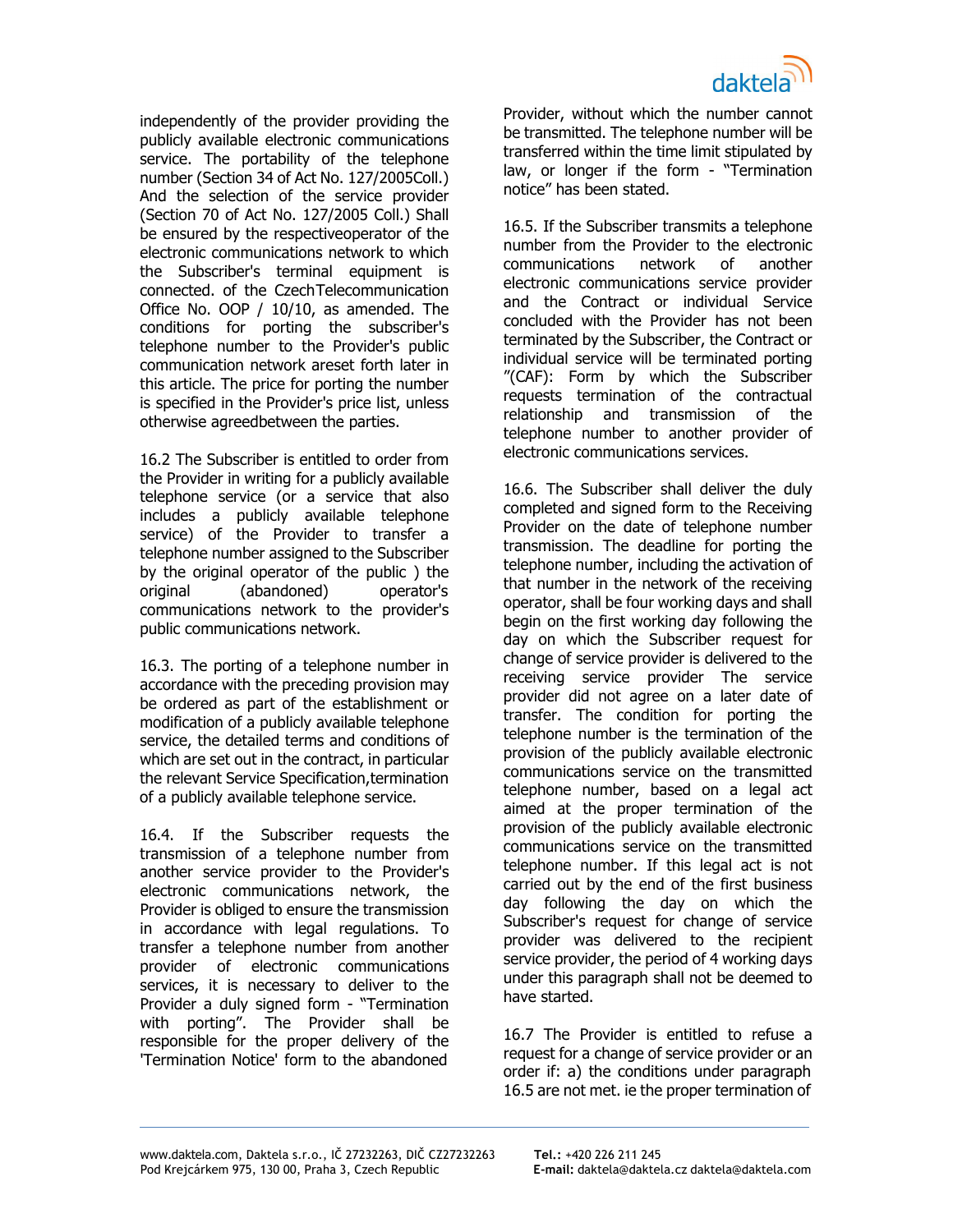independently of the provider providing the publicly available electronic communications service. The portability of the telephone number (Section 34 of Act No. 127/2005Coll.) And the selection of the service provider (Section 70 of Act No. 127/2005 Coll.) Shall be ensured by the respectiveoperator of the electronic communications network to which the Subscriber's terminal equipment is connected. of the CzechTelecommunication Office No. OOP / 10/10, as amended. The conditions for porting the subscriber's telephone number to the Provider's public communication network areset forth later in this article. The price for porting the number is specified in the Provider's price list, unless otherwise agreedbetween the parties.

16.2 The Subscriber is entitled to order from the Provider in writing for a publicly available telephone service (or a service that also includes a publicly available telephone service) of the Provider to transfer a telephone number assigned to the Subscriber by the original operator of the public ) the original (abandoned) operator's communications network to the provider's public communications network.

16.3. The porting of a telephone number in accordance with the preceding provision may be ordered as part of the establishment or modification of a publicly available telephone service, the detailed terms and conditions of which are set out in the contract, in particular the relevant Service Specification,termination of a publicly available telephone service.

16.4. If the Subscriber requests the transmission of a telephone number from another service provider to the Provider's electronic communications network, the Provider is obliged to ensure the transmission in accordance with legal regulations. To transfer a telephone number from another provider of electronic communications services, it is necessary to deliver to the Provider a duly signed form - "Termination with porting". The Provider shall be responsible for the proper delivery of the 'Termination Notice' form to the abandoned Provider, without which the number cannot be transmitted. The telephone number will be transferred within the time limit stipulated by law, or longer if the form - "Termination notice" has been stated.

16.5. If the Subscriber transmits a telephone number from the Provider to the electronic communications network of another electronic communications service provider and the Contract or individual Service concluded with the Provider has not been terminated by the Subscriber, the Contract or individual service will be terminated porting "(CAF): Form by which the Subscriber requests termination of the contractual relationship and transmission of the telephone number to another provider of electronic communications services.

16.6. The Subscriber shall deliver the duly completed and signed form to the Receiving Provider on the date of telephone number transmission. The deadline for porting the telephone number, including the activation of that number in the network of the receiving operator, shall be four working days and shall begin on the first working day following the day on which the Subscriber request for change of service provider is delivered to the receiving service provider The service provider did not agree on a later date of transfer. The condition for porting the telephone number is the termination of the provision of the publicly available electronic communications service on the transmitted telephone number, based on a legal act aimed at the proper termination of the provision of the publicly available electronic communications service on the transmitted telephone number. If this legal act is not carried out by the end of the first business day following the day on which the Subscriber's request for change of service provider was delivered to the recipient service provider, the period of 4 working days under this paragraph shall not be deemed to have started.

16.7 The Provider is entitled to refuse a request for a change of service provider or an order if: a) the conditions under paragraph 16.5 are not met. ie the proper termination of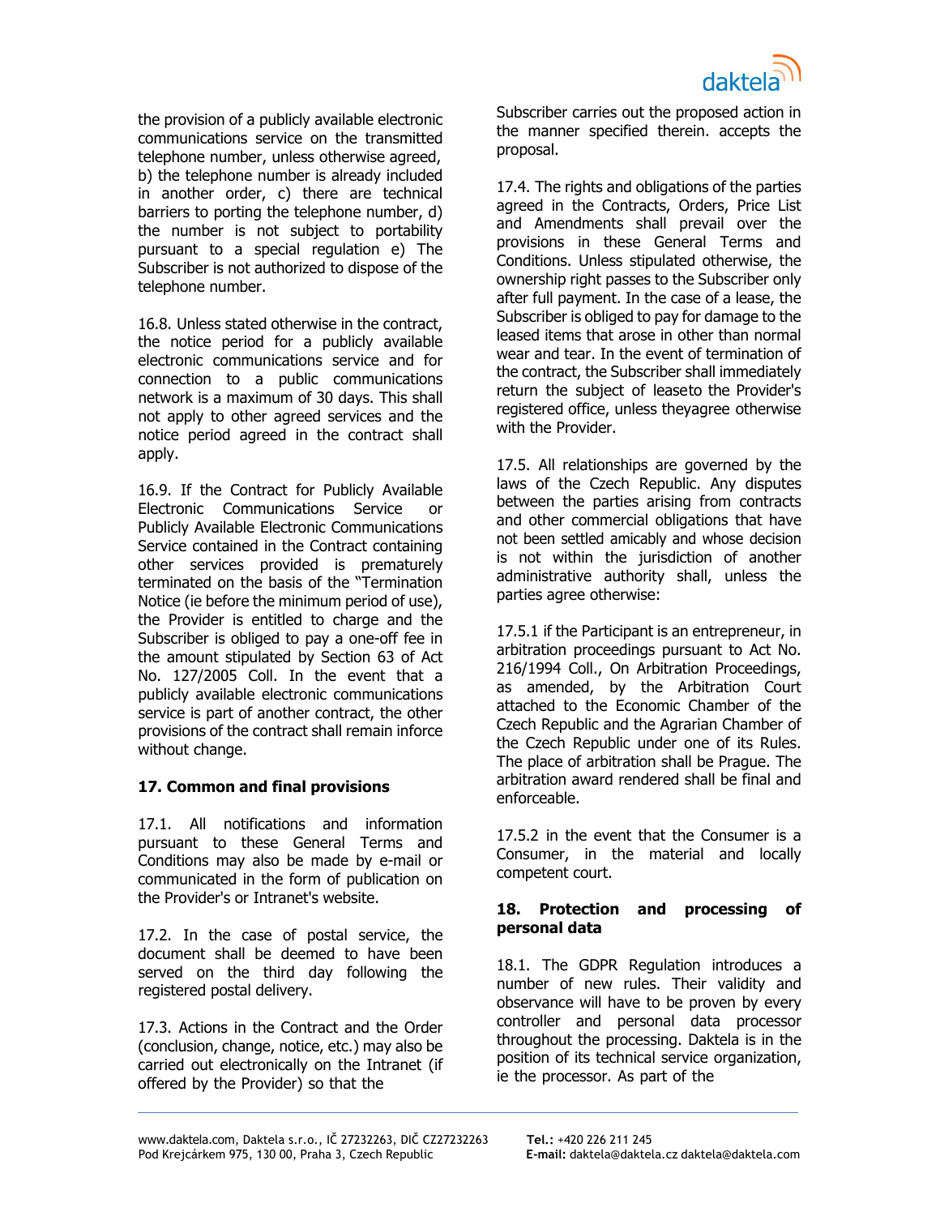the provision of a publicly available electronic communications service on the transmitted telephone number, unless otherwise agreed, b) the telephone number is already included in another order, c) there are technical barriers to porting the telephone number, d) the number is not subject to portability pursuant to a special regulation e) The Subscriber is not authorized to dispose of the telephone number.

16.8. Unless stated otherwise in the contract, the notice period for a publicly available electronic communications service and for connection to a public communications network is a maximum of 30 days. This shall not apply to other agreed services and the notice period agreed in the contract shall apply.

16.9. If the Contract for Publicly Available Electronic Communications Service or Publicly Available Electronic Communications Service contained in the Contract containing other services provided is prematurely terminated on the basis of the "Termination Notice (ie before the minimum period of use), the Provider is entitled to charge and the Subscriber is obliged to pay a one-off fee in the amount stipulated by Section 63 of Act No. 127/2005 Coll. In the event that a publicly available electronic communications service is part of another contract, the other provisions of the contract shall remain inforce without change.

### 17. Common and final provisions

17.1. All notifications and information pursuant to these General Terms and Conditions may also be made by e-mail or communicated in the form of publication on the Provider's or Intranet's website.

17.2. In the case of postal service, the document shall be deemed to have been served on the third day following the registered postal delivery.

17.3. Actions in the Contract and the Order (conclusion, change, notice, etc.) may also be carried out electronically on the Intranet (if offered by the Provider) so that the Subscriber carries out the proposed action in the manner specified therein. accepts the proposal.

17.4. The rights and obligations of the parties agreed in the Contracts, Orders, Price List and Amendments shall prevail over the provisions in these General Terms and Conditions. Unless stipulated otherwise, the ownership right passes to the Subscriber only after full payment. In the case of a lease, the Subscriber is obliged to pay for damage to the leased items that arose in other than normal wear and tear. In the event of termination of the contract, the Subscriber shall immediately return the subject of leaseto the Provider's registered office, unless theyagree otherwise with the Provider.

17.5. All relationships are governed by the laws of the Czech Republic. Any disputes between the parties arising from contracts and other commercial obligations that have not been settled amicably and whose decision is not within the jurisdiction of another administrative authority shall, unless the parties agree otherwise:

17.5.1 if the Participant is an entrepreneur, in arbitration proceedings pursuant to Act No. 216/1994 Coll., On Arbitration Proceedings, as amended, by the Arbitration Court attached to the Economic Chamber of the Czech Republic and the Agrarian Chamber of the Czech Republic under one of its Rules. The place of arbitration shall be Prague. The arbitration award rendered shall be final and enforceable.

17.5.2 in the event that the Consumer is a Consumer, in the material and locally competent court.

### 18. Protection and processing of personal data

18.1. The GDPR Regulation introduces a number of new rules. Their validity and observance will have to be proven by every controller and personal data processor throughout the processing. Daktela is in the position of its technical service organization, ie the processor. As part of the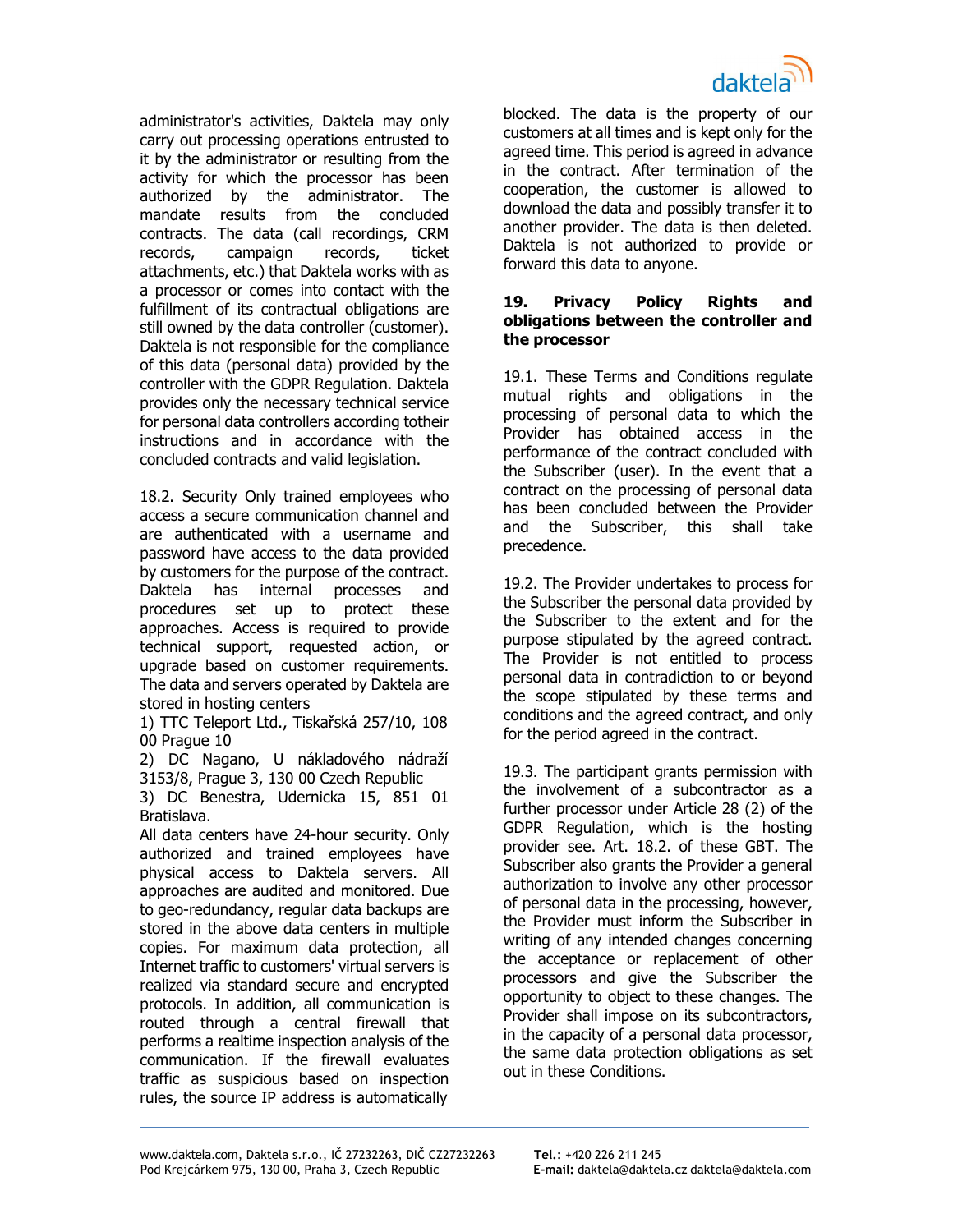administrator's activities, Daktela may only carry out processing operations entrusted to it by the administrator or resulting from the activity for which the processor has been authorized by the administrator. The mandate results from the concluded contracts. The data (call recordings, CRM records, campaign records, ticket attachments, etc.) that Daktela works with as a processor or comes into contact with the fulfillment of its contractual obligations are still owned by the data controller (customer). Daktela is not responsible for the compliance of this data (personal data) provided by the controller with the GDPR Regulation. Daktela provides only the necessary technical service for personal data controllers according totheir instructions and in accordance with the concluded contracts and valid legislation.

18.2. Security Only trained employees who access a secure communication channel and are authenticated with a username and password have access to the data provided by customers for the purpose of the contract. Daktela has internal processes and procedures set up to protect these approaches. Access is required to provide technical support, requested action, or upgrade based on customer requirements. The data and servers operated by Daktela are stored in hosting centers

1) TTC Teleport Ltd., Tiskařská 257/10, 108 00 Prague 10
2) DC Nagano, U nákladového nádraží 3153/8, Prague 3, 130 00 Czech Republic
3) DC Benestra, Udernicka 15, 851 01 Bratislava.

All data centers have 24-hour security. Only authorized and trained employees have physical access to Daktela servers. All approaches are audited and monitored. Due to geo-redundancy, regular data backups are stored in the above data centers in multiple copies. For maximum data protection, all Internet traffic to customers' virtual servers is realized via standard secure and encrypted protocols. In addition, all communication is routed through a central firewall that performs a realtime inspection analysis of the communication. If the firewall evaluates traffic as suspicious based on inspection rules, the source IP address is automatically blocked. The data is the property of our customers at all times and is kept only for the agreed time. This period is agreed in advance in the contract. After termination of the cooperation, the customer is allowed to download the data and possibly transfer it to another provider. The data is then deleted. Daktela is not authorized to provide or forward this data to anyone.

## 19. Privacy Policy Rights and obligations between the controller and the processor

19.1. These Terms and Conditions regulate mutual rights and obligations in the processing of personal data to which the Provider has obtained access in the performance of the contract concluded with the Subscriber (user). In the event that a contract on the processing of personal data has been concluded between the Provider and the Subscriber, this shall take precedence.

19.2. The Provider undertakes to process for the Subscriber the personal data provided by the Subscriber to the extent and for the purpose stipulated by the agreed contract. The Provider is not entitled to process personal data in contradiction to or beyond the scope stipulated by these terms and conditions and the agreed contract, and only for the period agreed in the contract.

19.3. The participant grants permission with the involvement of a subcontractor as a further processor under Article 28 (2) of the GDPR Regulation, which is the hosting provider see. Art. 18.2. of these GBT. The Subscriber also grants the Provider a general authorization to involve any other processor of personal data in the processing, however, the Provider must inform the Subscriber in writing of any intended changes concerning the acceptance or replacement of other processors and give the Subscriber the opportunity to object to these changes. The Provider shall impose on its subcontractors, in the capacity of a personal data processor, the same data protection obligations as set out in these Conditions.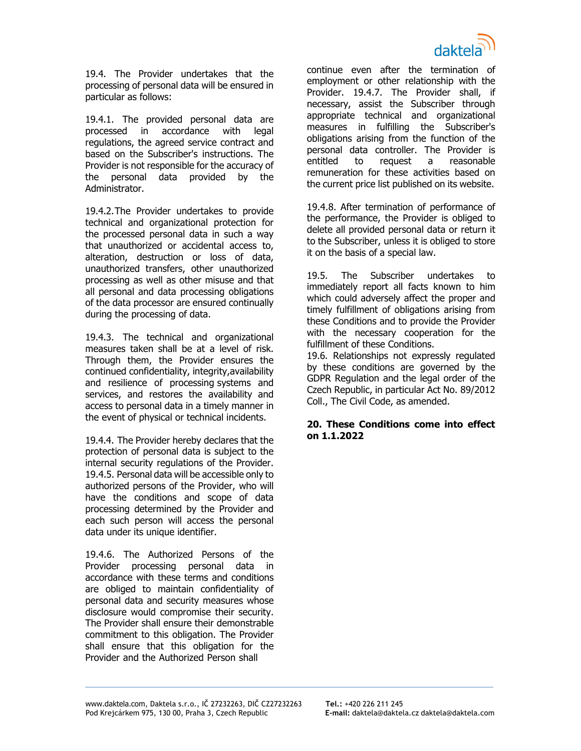19.4. The Provider undertakes that the processing of personal data will be ensured in particular as follows:

19.4.1. The provided personal data are processed in accordance with legal regulations, the agreed service contract and based on the Subscriber's instructions. The Provider is not responsible for the accuracy of the personal data provided by the Administrator.

19.4.2. The Provider undertakes to provide technical and organizational protection for the processed personal data in such a way that unauthorized or accidental access to, alteration, destruction or loss of data, unauthorized transfers, other unauthorized processing as well as other misuse and that all personal and data processing obligations of the data processor are ensured continually during the processing of data.

19.4.3. The technical and organizational measures taken shall be at a level of risk. Through them, the Provider ensures the continued confidentiality, integrity,availability and resilience of processing systems and services, and restores the availability and access to personal data in a timely manner in the event of physical or technical incidents.

19.4.4. The Provider hereby declares that the protection of personal data is subject to the internal security regulations of the Provider.
19.4.5. Personal data will be accessible only to authorized persons of the Provider, who will have the conditions and scope of data processing determined by the Provider and each such person will access the personal data under its unique identifier.

19.4.6. The Authorized Persons of the Provider processing personal data in accordance with these terms and conditions are obliged to maintain confidentiality of personal data and security measures whose disclosure would compromise their security. The Provider shall ensure their demonstrable commitment to this obligation. The Provider shall ensure that this obligation for the Provider and the Authorized Person shall continue even after the termination of employment or other relationship with the Provider. 19.4.7. The Provider shall, if necessary, assist the Subscriber through appropriate technical and organizational measures in fulfilling the Subscriber's obligations arising from the function of the personal data controller. The Provider is entitled to request a reasonable remuneration for these activities based on the current price list published on its website.

19.4.8. After termination of performance of the performance, the Provider is obliged to delete all provided personal data or return it to the Subscriber, unless it is obliged to store it on the basis of a special law.

19.5. The Subscriber undertakes to immediately report all facts known to him which could adversely affect the proper and timely fulfillment of obligations arising from these Conditions and to provide the Provider with the necessary cooperation for the fulfillment of these Conditions.
19.6. Relationships not expressly regulated by these conditions are governed by the GDPR Regulation and the legal order of the Czech Republic, in particular Act No. 89/2012 Coll., The Civil Code, as amended.

**20. These Conditions come into effect on 1.1.2022**